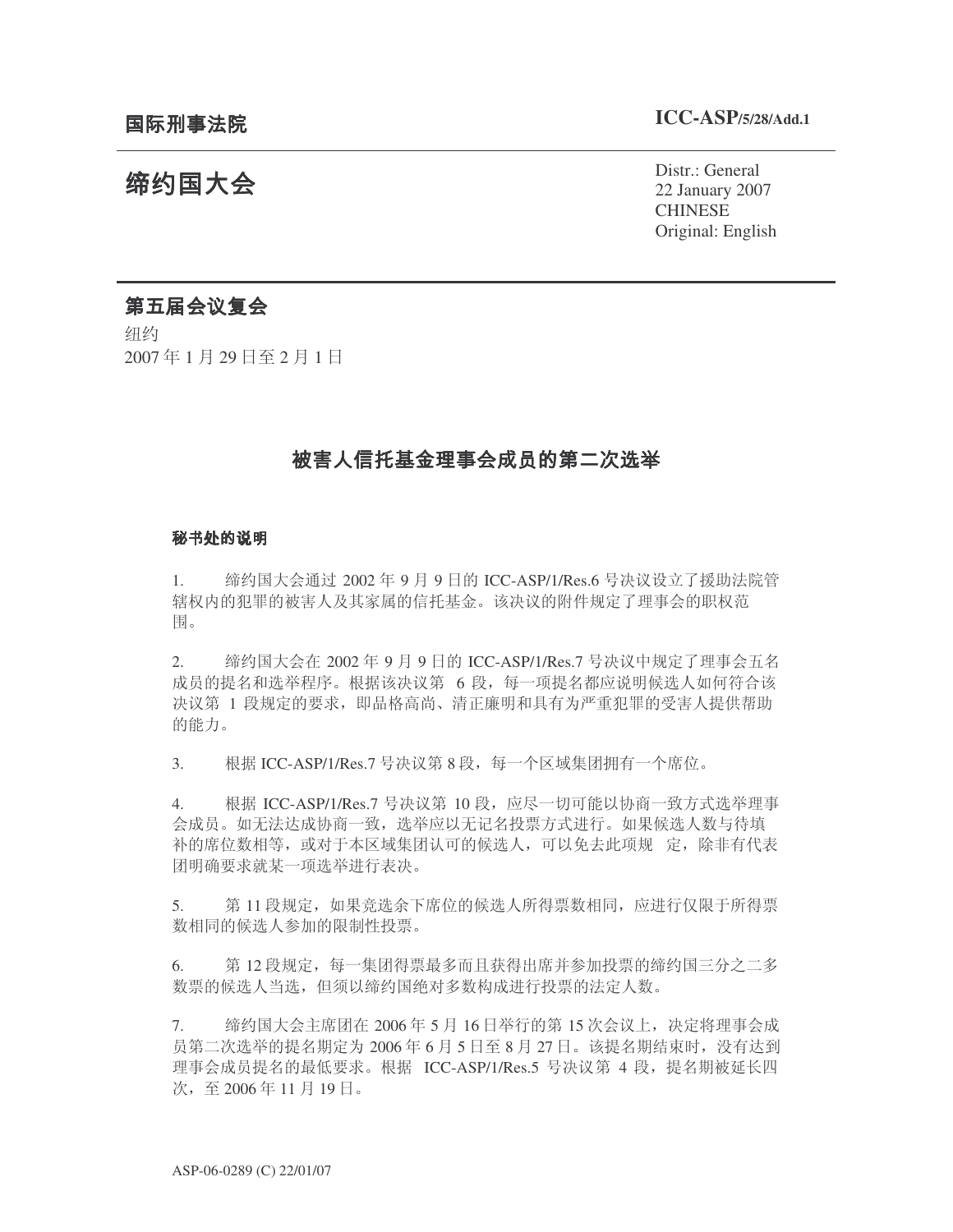**国际刑事法院** **ICC-ASP/5/28/Add.1**

# 缔约国大会

Distr.: General
22 January 2007
CHINESE
Original: English

## 第五届会议复会

纽约
2007 年 1 月 29 日至 2 月 1 日

## 被害人信托基金理事会成员的第二次选举

### 秘书处的说明

1. 缔约国大会通过 2002 年 9 月 9 日的 ICC-ASP/1/Res.6 号决议设立了援助法院管辖权内的犯罪的被害人及其家属的信托基金。该决议的附件规定了理事会的职权范围。

2. 缔约国大会在 2002 年 9 月 9 日的 ICC-ASP/1/Res.7 号决议中规定了理事会五名成员的提名和选举程序。根据该决议第 6 段，每一项提名都应说明候选人如何符合该决议第 1 段规定的要求，即品格高尚、清正廉明和具有为严重犯罪的受害人提供帮助的能力。

3. 根据 ICC-ASP/1/Res.7 号决议第 8 段，每一个区域集团拥有一个席位。

4. 根据 ICC-ASP/1/Res.7 号决议第 10 段，应尽一切可能以协商一致方式选举理事会成员。如无法达成协商一致，选举应以无记名投票方式进行。如果候选人数与待填补的席位数相等，或对于本区域集团认可的候选人，可以免去此项规定，除非有代表团明确要求就某一项选举进行表决。

5. 第 11 段规定，如果竞选余下席位的候选人所得票数相同，应进行仅限于所得票数相同的候选人参加的限制性投票。

6. 第 12 段规定，每一集团得票最多而且获得出席并参加投票的缔约国三分之二多数票的候选人当选，但须以缔约国绝对多数构成进行投票的法定人数。

7. 缔约国大会主席团在 2006 年 5 月 16 日举行的第 15 次会议上，决定将理事会成员第二次选举的提名期定为 2006 年 6 月 5 日至 8 月 27 日。该提名期结束时，没有达到理事会成员提名的最低要求。根据 ICC-ASP/1/Res.5 号决议第 4 段，提名期被延长四次，至 2006 年 11 月 19 日。

ASP-06-0289 (C) 22/01/07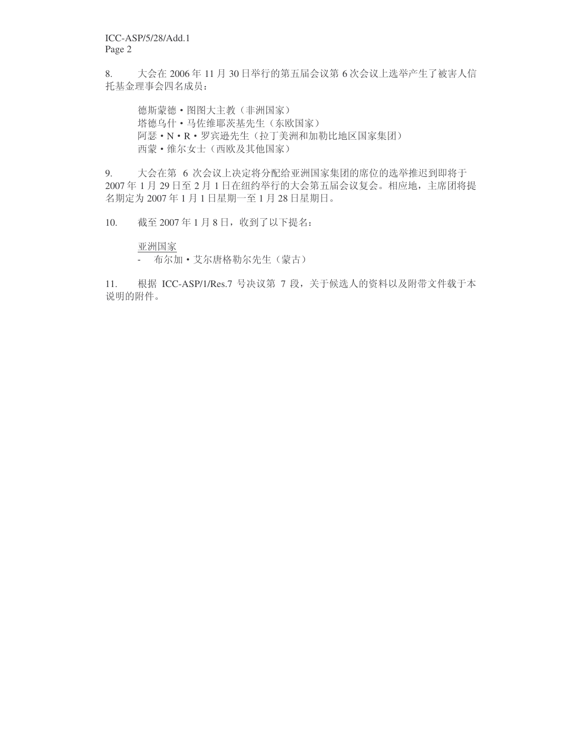8. 大会在 2006 年 11 月 30 日举行的第五届会议第 6 次会议上选举产生了被害人信托基金理事会四名成员：

德斯蒙德 • 图图大主教（非洲国家）
塔德乌什 • 马佐维耶茨基先生（东欧国家）
阿瑟 • N • R • 罗宾逊先生（拉丁美洲和加勒比地区国家集团）
西蒙 • 维尔女士（西欧及其他国家）

9. 大会在第 6 次会议上决定将分配给亚洲国家集团的席位的选举推迟到即将于 2007 年 1 月 29 日至 2 月 1 日在纽约举行的大会第五届会议复会。相应地，主席团将提名期定为 2007 年 1 月 1 日星期一至 1 月 28 日星期日。

10. 截至 2007 年 1 月 8 日，收到了以下提名：

<u>亚洲国家</u>

- 布尔加 • 艾尔唐格勒尔先生（蒙古）

11. 根据 ICC-ASP/1/Res.7 号决议第 7 段，关于候选人的资料以及附带文件载于本说明的附件。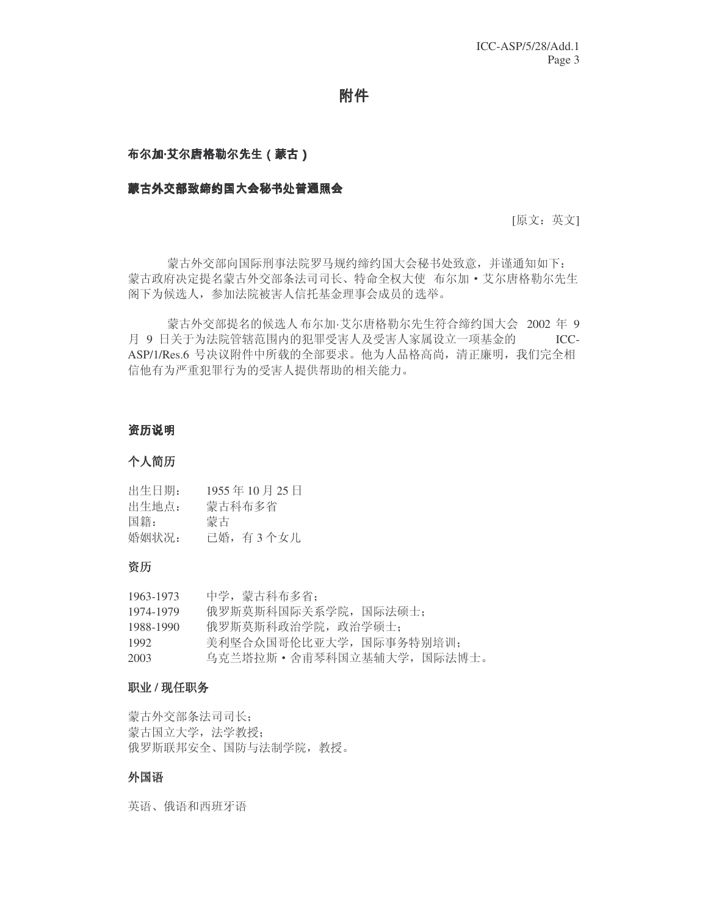# 附件

### 布尔加·艾尔唐格勒尔先生（蒙古）

### 蒙古外交部致缔约国大会秘书处普通照会

[原文：英文]

蒙古外交部向国际刑事法院罗马规约缔约国大会秘书处致意，并谨通知如下：蒙古政府决定提名蒙古外交部条法司司长、特命全权大使 布尔加·艾尔唐格勒尔先生阁下为候选人，参加法院被害人信托基金理事会成员的选举。

蒙古外交部提名的候选人 布尔加·艾尔唐格勒尔先生符合缔约国大会 2002 年 9 月 9 日关于为法院管辖范围内的犯罪受害人及受害人家属设立一项基金的 ICC-ASP/1/Res.6 号决议附件中所载的全部要求。他为人品格高尚，清正廉明，我们完全相信他有为严重犯罪行为的受害人提供帮助的相关能力。

### 资历说明

### 个人简历

出生日期：　1955 年 10 月 25 日
出生地点：　蒙古科布多省
国籍：　　　蒙古
婚姻状况：　已婚，有 3 个女儿

### 资历

1963-1973　中学，蒙古科布多省；
1974-1979　俄罗斯莫斯科国际关系学院，国际法硕士；
1988-1990　俄罗斯莫斯科政治学院，政治学硕士；
1992　　　　美利坚合众国哥伦比亚大学，国际事务特别培训；
2003　　　　乌克兰塔拉斯·舍甫琴科国立基辅大学，国际法博士。

### 职业 / 现任职务

蒙古外交部条法司司长；
蒙古国立大学，法学教授；
俄罗斯联邦安全、国防与法制学院，教授。

### 外国语

英语、俄语和西班牙语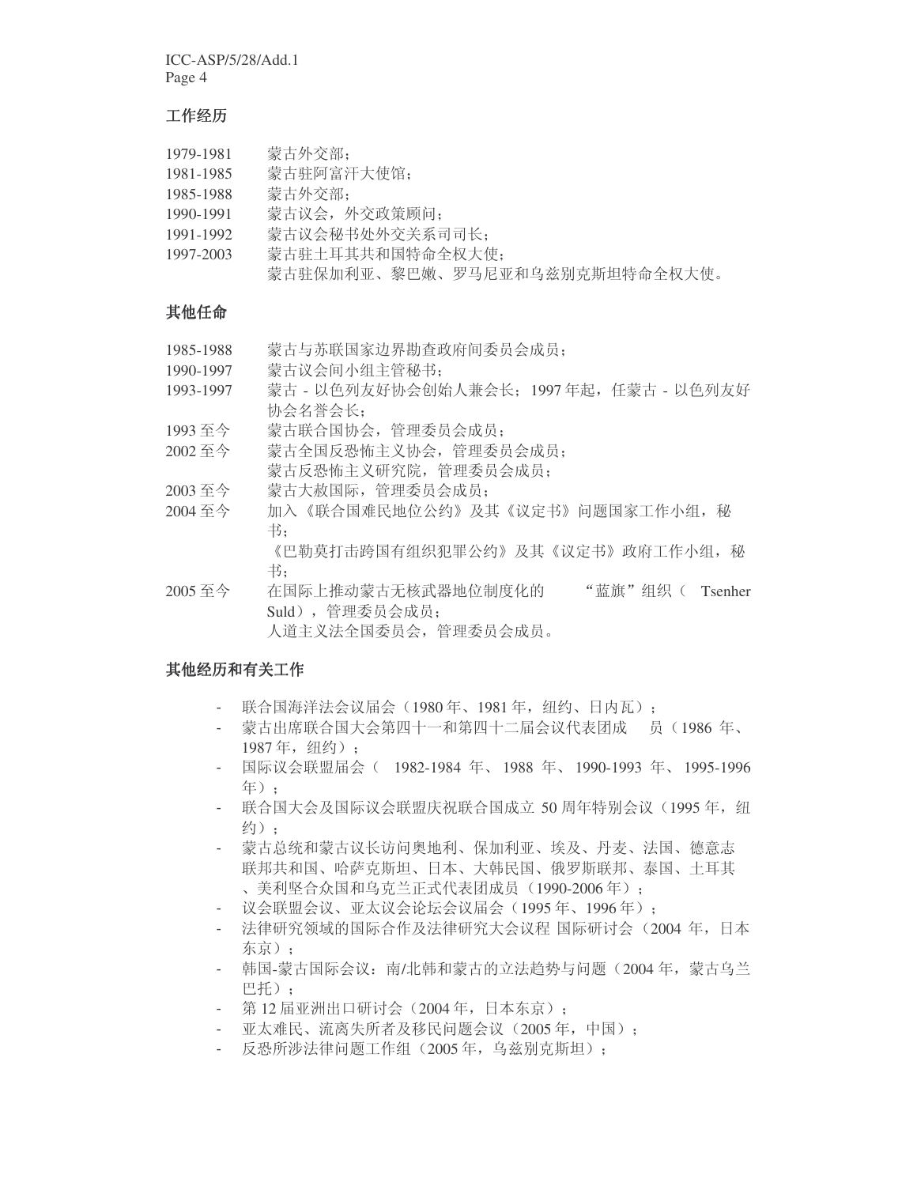### 工作经历

1979-1981　蒙古外交部；
1981-1985　蒙古驻阿富汗大使馆；
1985-1988　蒙古外交部；
1990-1991　蒙古议会，外交政策顾问；
1991-1992　蒙古议会秘书处外交关系司司长；
1997-2003　蒙古驻土耳其共和国特命全权大使；
蒙古驻保加利亚、黎巴嫩、罗马尼亚和乌兹别克斯坦特命全权大使。

### 其他任命

1985-1988　蒙古与苏联国家边界勘查政府间委员会成员；
1990-1997　蒙古议会间小组主管秘书；
1993-1997　蒙古 - 以色列友好协会创始人兼会长；1997 年起，任蒙古 - 以色列友好协会名誉会长；
1993 至今　蒙古联合国协会，管理委员会成员；
2002 至今　蒙古全国反恐怖主义协会，管理委员会成员；
蒙古反恐怖主义研究院，管理委员会成员；
2003 至今　蒙古大赦国际，管理委员会成员；
2004 至今　加入《联合国难民地位公约》及其《议定书》问题国家工作小组，秘书；
《巴勒莫打击跨国有组织犯罪公约》及其《议定书》政府工作小组，秘书；
2005 至今　在国际上推动蒙古无核武器地位制度化的 “蓝旗”组织（ Tsenher Suld），管理委员会成员；
人道主义法全国委员会，管理委员会成员。

### 其他经历和有关工作

- 联合国海洋法会议届会（1980 年、1981 年，纽约、日内瓦）；
- 蒙古出席联合国大会第四十一和第四十二届会议代表团成员（1986 年、1987 年，纽约）；
- 国际议会联盟届会（ 1982-1984 年、 1988 年、 1990-1993 年、 1995-1996 年）；
- 联合国大会及国际议会联盟庆祝联合国成立 50 周年特别会议（1995 年，纽约）；
- 蒙古总统和蒙古议长访问奥地利、保加利亚、埃及、丹麦、法国、德意志联邦共和国、哈萨克斯坦、日本、大韩民国、俄罗斯联邦、泰国、土耳其、美利坚合众国和乌克兰正式代表团成员（1990-2006 年）；
- 议会联盟会议、亚太议会论坛会议届会（1995 年、1996 年）；
- 法律研究领域的国际合作及法律研究大会议程 国际研讨会（2004 年，日本东京）；
- 韩国-蒙古国际会议：南/北韩和蒙古的立法趋势与问题（2004 年，蒙古乌兰巴托）；
- 第 12 届亚洲出口研讨会（2004 年，日本东京）；
- 亚太难民、流离失所者及移民问题会议（2005 年，中国）；
- 反恐所涉法律问题工作组（2005 年，乌兹别克斯坦）；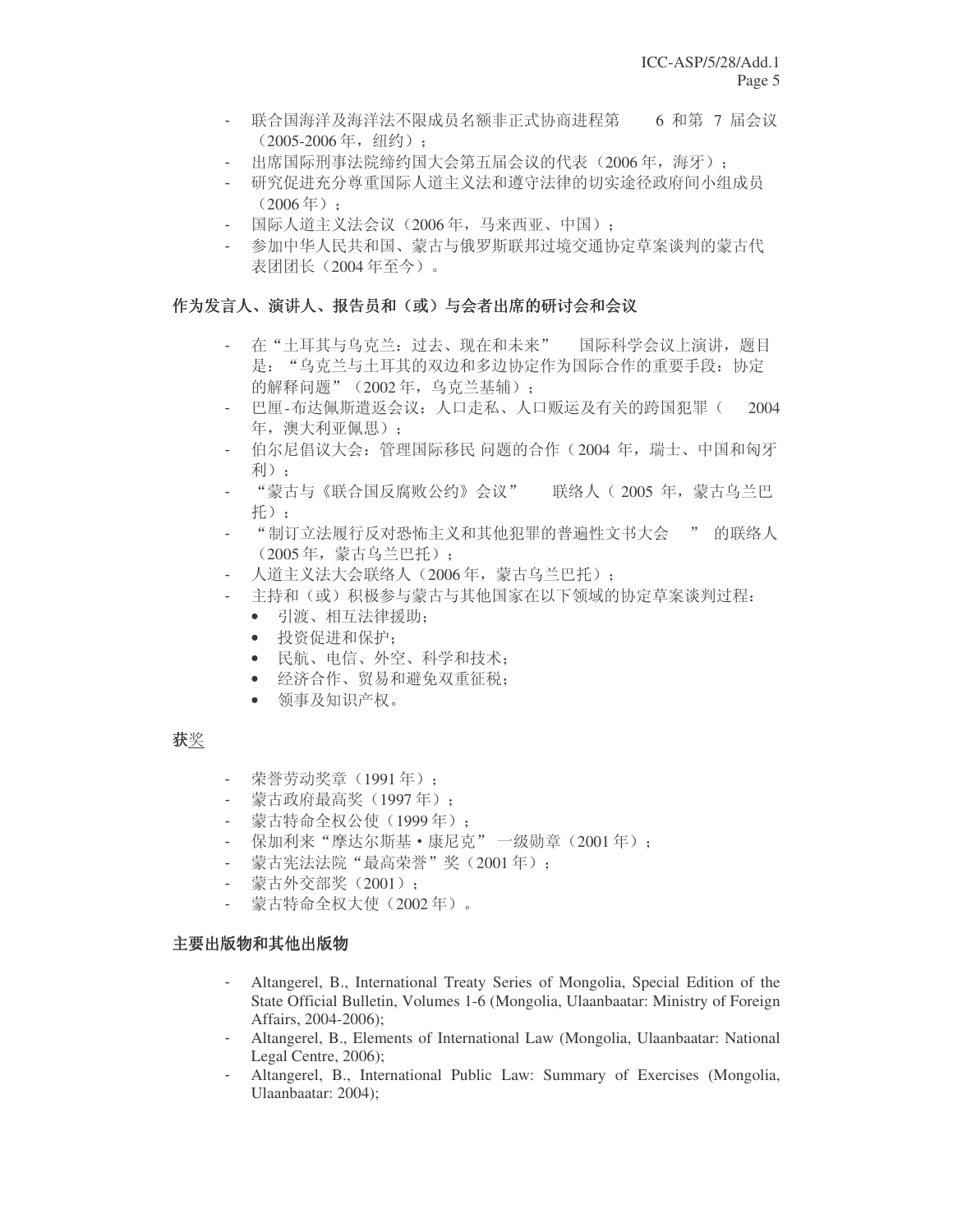- 联合国海洋及海洋法不限成员名额非正式协商进程第 6 和第 7 届会议（2005-2006 年，纽约）；
- 出席国际刑事法院缔约国大会第五届会议的代表（2006 年，海牙）；
- 研究促进充分尊重国际人道主义法和遵守法律的切实途径政府间小组成员（2006 年）；
- 国际人道主义法会议（2006 年，马来西亚、中国）；
- 参加中华人民共和国、蒙古与俄罗斯联邦过境交通协定草案谈判的蒙古代表团团长（2004 年至今）。

**作为发言人、演讲人、报告员和（或）与会者出席的研讨会和会议**

- 在“土耳其与乌克兰：过去、现在和未来” 国际科学会议上演讲，题目是：“乌克兰与土耳其的双边和多边协定作为国际合作的重要手段：协定的解释问题”（2002 年，乌克兰基辅）；
- 巴厘-布达佩斯遣返会议：人口走私、人口贩运及有关的跨国犯罪（ 2004 年，澳大利亚佩思）；
- 伯尔尼倡议大会：管理国际移民 问题的合作（2004 年，瑞士、中国和匈牙利）；
- “蒙古与《联合国反腐败公约》会议” 联络人（ 2005 年，蒙古乌兰巴托）；
- “制订立法履行反对恐怖主义和其他犯罪的普遍性文书大会 ” 的联络人（2005 年，蒙古乌兰巴托）；
- 人道主义法大会联络人（2006 年，蒙古乌兰巴托）；
- 主持和（或）积极参与蒙古与其他国家在以下领域的协定草案谈判过程：
  - 引渡、相互法律援助；
  - 投资促进和保护；
  - 民航、电信、外空、科学和技术；
  - 经济合作、贸易和避免双重征税；
  - 领事及知识产权。

**获**<u>奖</u>

- 荣誉劳动奖章（1991 年）；
- 蒙古政府最高奖（1997 年）；
- 蒙古特命全权公使（1999 年）；
- 保加利来“摩达尔斯基 • 康尼克” 一级勋章（2001 年）；
- 蒙古宪法法院“最高荣誉”奖（2001 年）；
- 蒙古外交部奖（2001）；
- 蒙古特命全权大使（2002 年）。

**主要出版物和其他出版物**

- Altangerel, B., International Treaty Series of Mongolia, Special Edition of the State Official Bulletin, Volumes 1-6 (Mongolia, Ulaanbaatar: Ministry of Foreign Affairs, 2004-2006);
- Altangerel, B., Elements of International Law (Mongolia, Ulaanbaatar: National Legal Centre, 2006);
- Altangerel, B., International Public Law: Summary of Exercises (Mongolia, Ulaanbaatar: 2004);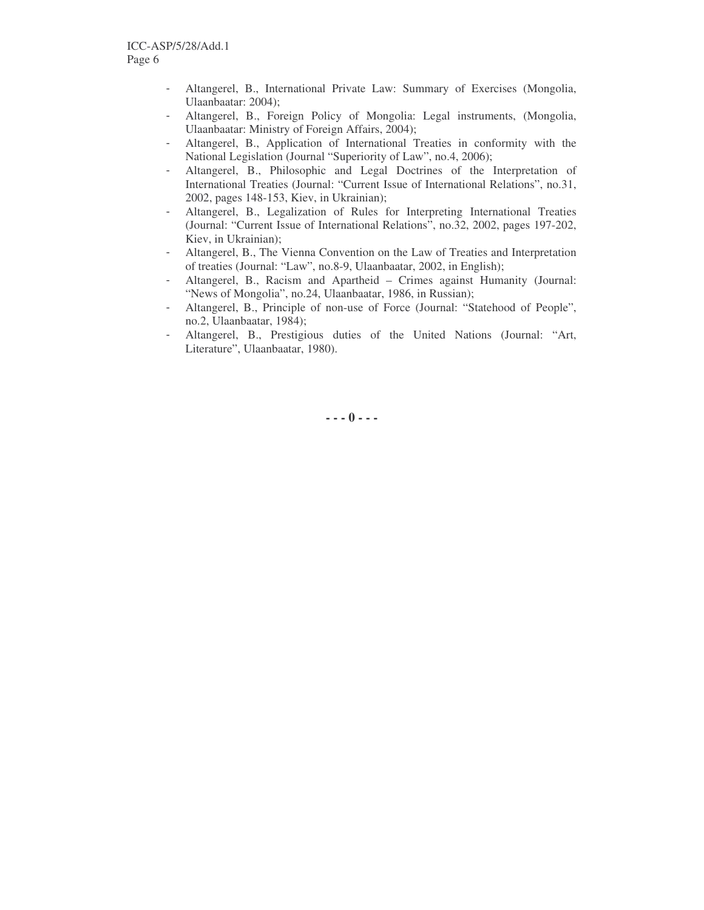- Altangerel, B., International Private Law: Summary of Exercises (Mongolia, Ulaanbaatar: 2004);
- Altangerel, B., Foreign Policy of Mongolia: Legal instruments, (Mongolia, Ulaanbaatar: Ministry of Foreign Affairs, 2004);
- Altangerel, B., Application of International Treaties in conformity with the National Legislation (Journal "Superiority of Law", no.4, 2006);
- Altangerel, B., Philosophic and Legal Doctrines of the Interpretation of International Treaties (Journal: "Current Issue of International Relations", no.31, 2002, pages 148-153, Kiev, in Ukrainian);
- Altangerel, B., Legalization of Rules for Interpreting International Treaties (Journal: "Current Issue of International Relations", no.32, 2002, pages 197-202, Kiev, in Ukrainian);
- Altangerel, B., The Vienna Convention on the Law of Treaties and Interpretation of treaties (Journal: "Law", no.8-9, Ulaanbaatar, 2002, in English);
- Altangerel, B., Racism and Apartheid – Crimes against Humanity (Journal: "News of Mongolia", no.24, Ulaanbaatar, 1986, in Russian);
- Altangerel, B., Principle of non-use of Force (Journal: "Statehood of People", no.2, Ulaanbaatar, 1984);
- Altangerel, B., Prestigious duties of the United Nations (Journal: "Art, Literature", Ulaanbaatar, 1980).

**- - - 0 - - -**